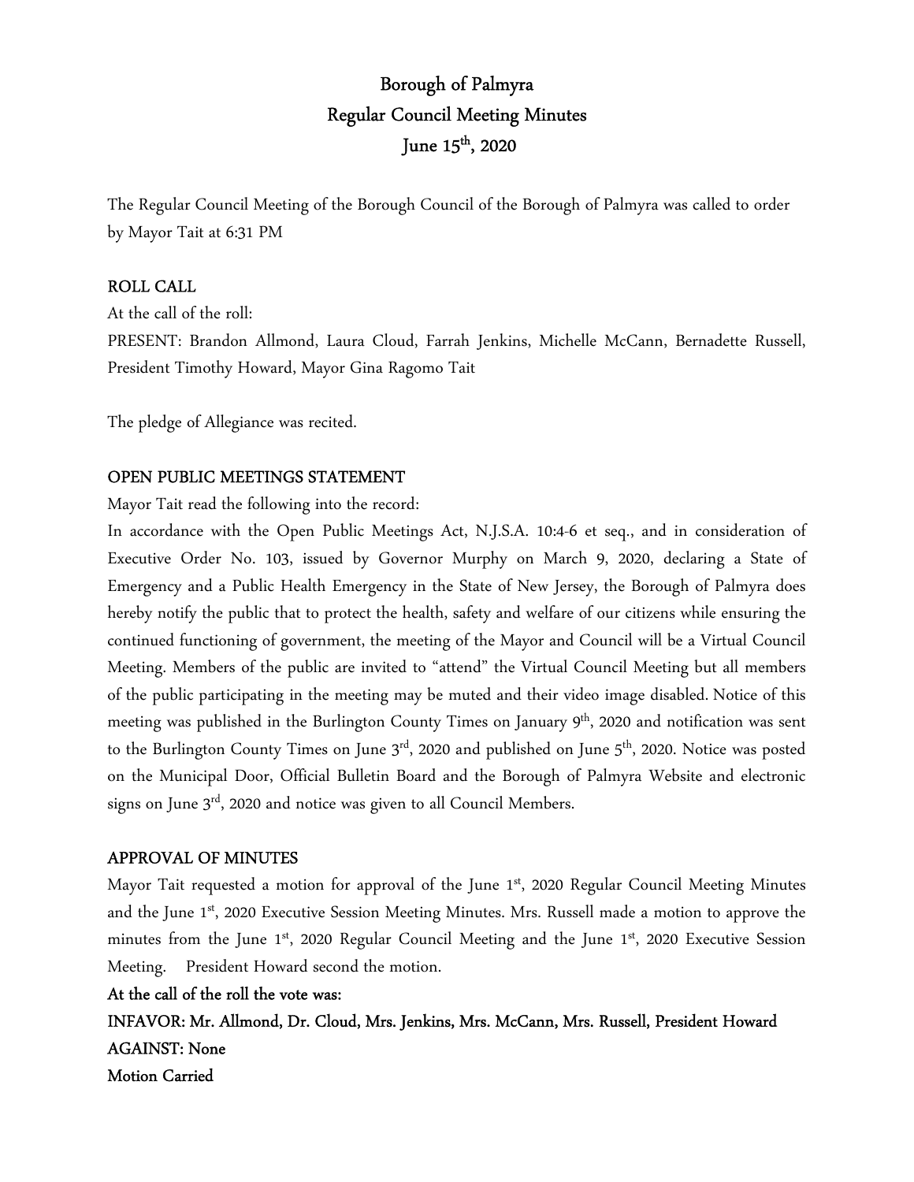# Borough of Palmyra
# Regular Council Meeting Minutes
# June 15th, 2020

The Regular Council Meeting of the Borough Council of the Borough of Palmyra was called to order by Mayor Tait at 6:31 PM

## ROLL CALL

At the call of the roll:

PRESENT: Brandon Allmond, Laura Cloud, Farrah Jenkins, Michelle McCann, Bernadette Russell, President Timothy Howard, Mayor Gina Ragomo Tait

The pledge of Allegiance was recited.

## OPEN PUBLIC MEETINGS STATEMENT

Mayor Tait read the following into the record:

In accordance with the Open Public Meetings Act, N.J.S.A. 10:4-6 et seq., and in consideration of Executive Order No. 103, issued by Governor Murphy on March 9, 2020, declaring a State of Emergency and a Public Health Emergency in the State of New Jersey, the Borough of Palmyra does hereby notify the public that to protect the health, safety and welfare of our citizens while ensuring the continued functioning of government, the meeting of the Mayor and Council will be a Virtual Council Meeting. Members of the public are invited to "attend" the Virtual Council Meeting but all members of the public participating in the meeting may be muted and their video image disabled. Notice of this meeting was published in the Burlington County Times on January 9th, 2020 and notification was sent to the Burlington County Times on June 3rd, 2020 and published on June 5th, 2020. Notice was posted on the Municipal Door, Official Bulletin Board and the Borough of Palmyra Website and electronic signs on June 3rd, 2020 and notice was given to all Council Members.

## APPROVAL OF MINUTES

Mayor Tait requested a motion for approval of the June 1st, 2020 Regular Council Meeting Minutes and the June 1st, 2020 Executive Session Meeting Minutes. Mrs. Russell made a motion to approve the minutes from the June 1st, 2020 Regular Council Meeting and the June 1st, 2020 Executive Session Meeting. President Howard second the motion.

**At the call of the roll the vote was:**

**INFAVOR: Mr. Allmond, Dr. Cloud, Mrs. Jenkins, Mrs. McCann, Mrs. Russell, President Howard**

**AGAINST: None**

**Motion Carried**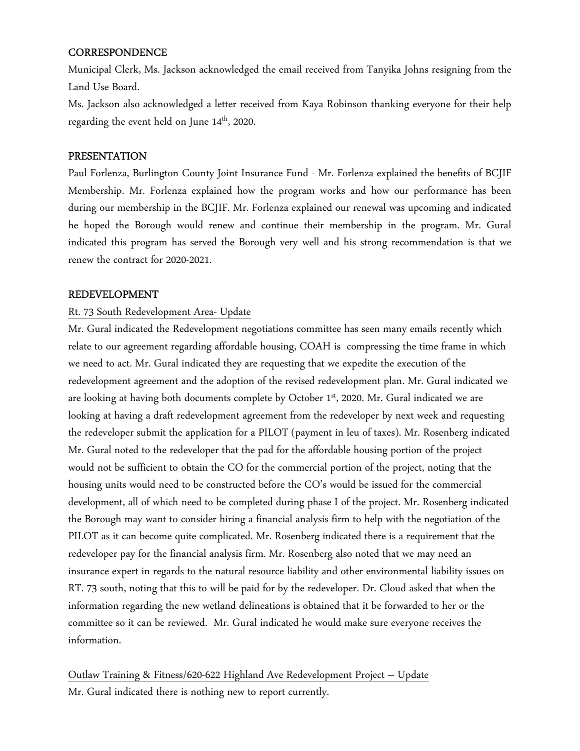## CORRESPONDENCE

Municipal Clerk, Ms. Jackson acknowledged the email received from Tanyika Johns resigning from the Land Use Board.

Ms. Jackson also acknowledged a letter received from Kaya Robinson thanking everyone for their help regarding the event held on June 14th, 2020.

## PRESENTATION

Paul Forlenza, Burlington County Joint Insurance Fund - Mr. Forlenza explained the benefits of BCJIF Membership. Mr. Forlenza explained how the program works and how our performance has been during our membership in the BCJIF. Mr. Forlenza explained our renewal was upcoming and indicated he hoped the Borough would renew and continue their membership in the program. Mr. Gural indicated this program has served the Borough very well and his strong recommendation is that we renew the contract for 2020-2021.

## REDEVELOPMENT

Rt. 73 South Redevelopment Area- Update

Mr. Gural indicated the Redevelopment negotiations committee has seen many emails recently which relate to our agreement regarding affordable housing, COAH is compressing the time frame in which we need to act. Mr. Gural indicated they are requesting that we expedite the execution of the redevelopment agreement and the adoption of the revised redevelopment plan. Mr. Gural indicated we are looking at having both documents complete by October 1st, 2020. Mr. Gural indicated we are looking at having a draft redevelopment agreement from the redeveloper by next week and requesting the redeveloper submit the application for a PILOT (payment in leu of taxes). Mr. Rosenberg indicated Mr. Gural noted to the redeveloper that the pad for the affordable housing portion of the project would not be sufficient to obtain the CO for the commercial portion of the project, noting that the housing units would need to be constructed before the CO's would be issued for the commercial development, all of which need to be completed during phase I of the project. Mr. Rosenberg indicated the Borough may want to consider hiring a financial analysis firm to help with the negotiation of the PILOT as it can become quite complicated. Mr. Rosenberg indicated there is a requirement that the redeveloper pay for the financial analysis firm. Mr. Rosenberg also noted that we may need an insurance expert in regards to the natural resource liability and other environmental liability issues on RT. 73 south, noting that this to will be paid for by the redeveloper. Dr. Cloud asked that when the information regarding the new wetland delineations is obtained that it be forwarded to her or the committee so it can be reviewed. Mr. Gural indicated he would make sure everyone receives the information.

Outlaw Training & Fitness/620-622 Highland Ave Redevelopment Project – Update

Mr. Gural indicated there is nothing new to report currently.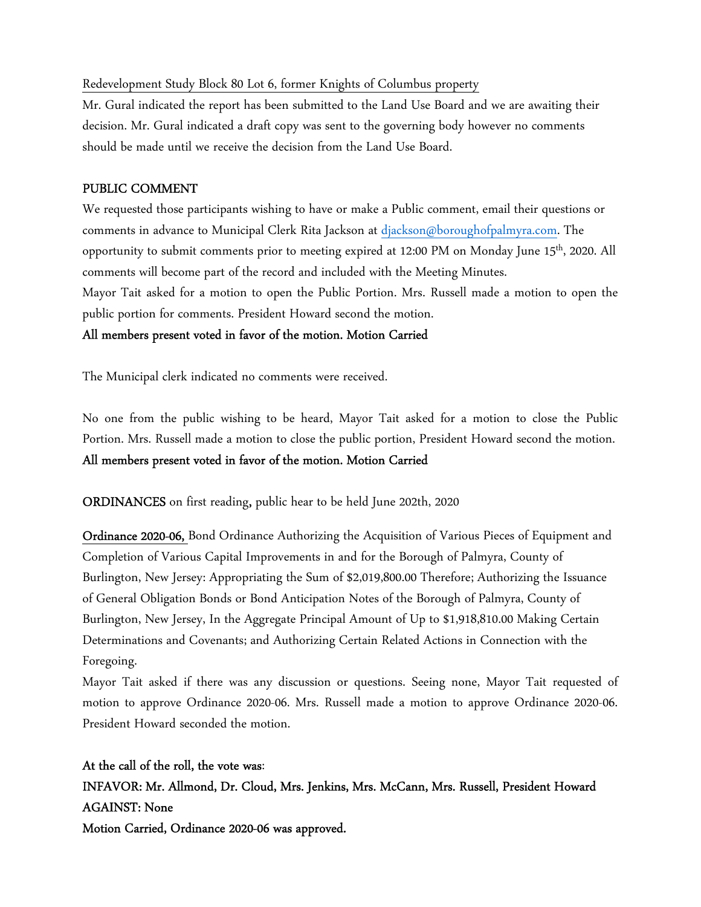Redevelopment Study Block 80 Lot 6, former Knights of Columbus property

Mr. Gural indicated the report has been submitted to the Land Use Board and we are awaiting their decision. Mr. Gural indicated a draft copy was sent to the governing body however no comments should be made until we receive the decision from the Land Use Board.

**PUBLIC COMMENT**

We requested those participants wishing to have or make a Public comment, email their questions or comments in advance to Municipal Clerk Rita Jackson at djackson@boroughofpalmyra.com. The opportunity to submit comments prior to meeting expired at 12:00 PM on Monday June 15th, 2020. All comments will become part of the record and included with the Meeting Minutes.

Mayor Tait asked for a motion to open the Public Portion. Mrs. Russell made a motion to open the public portion for comments. President Howard second the motion.

**All members present voted in favor of the motion. Motion Carried**

The Municipal clerk indicated no comments were received.

No one from the public wishing to be heard, Mayor Tait asked for a motion to close the Public Portion. Mrs. Russell made a motion to close the public portion, President Howard second the motion.

**All members present voted in favor of the motion. Motion Carried**

**ORDINANCES** on first reading, public hear to be held June 202th, 2020

**Ordinance 2020-06,** Bond Ordinance Authorizing the Acquisition of Various Pieces of Equipment and Completion of Various Capital Improvements in and for the Borough of Palmyra, County of Burlington, New Jersey: Appropriating the Sum of $2,019,800.00 Therefore; Authorizing the Issuance of General Obligation Bonds or Bond Anticipation Notes of the Borough of Palmyra, County of Burlington, New Jersey, In the Aggregate Principal Amount of Up to $1,918,810.00 Making Certain Determinations and Covenants; and Authorizing Certain Related Actions in Connection with the Foregoing.

Mayor Tait asked if there was any discussion or questions. Seeing none, Mayor Tait requested of motion to approve Ordinance 2020-06. Mrs. Russell made a motion to approve Ordinance 2020-06. President Howard seconded the motion.

**At the call of the roll, the vote was:**

**INFAVOR: Mr. Allmond, Dr. Cloud, Mrs. Jenkins, Mrs. McCann, Mrs. Russell, President Howard**

**AGAINST: None**

**Motion Carried, Ordinance 2020-06 was approved.**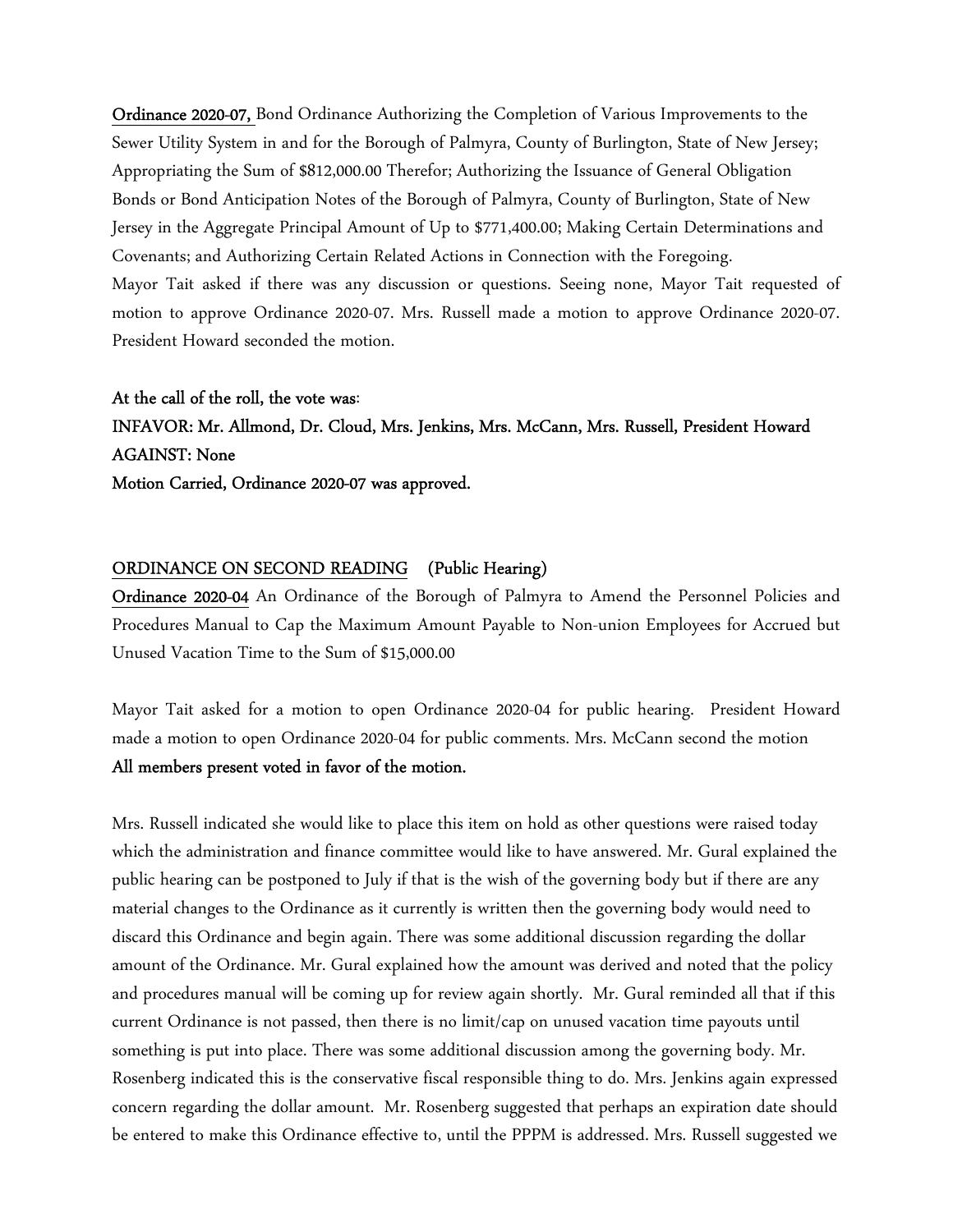**Ordinance 2020-07,** Bond Ordinance Authorizing the Completion of Various Improvements to the Sewer Utility System in and for the Borough of Palmyra, County of Burlington, State of New Jersey; Appropriating the Sum of $812,000.00 Therefor; Authorizing the Issuance of General Obligation Bonds or Bond Anticipation Notes of the Borough of Palmyra, County of Burlington, State of New Jersey in the Aggregate Principal Amount of Up to $771,400.00; Making Certain Determinations and Covenants; and Authorizing Certain Related Actions in Connection with the Foregoing.

Mayor Tait asked if there was any discussion or questions. Seeing none, Mayor Tait requested of motion to approve Ordinance 2020-07. Mrs. Russell made a motion to approve Ordinance 2020-07. President Howard seconded the motion.

**At the call of the roll, the vote was:**

**INFAVOR: Mr. Allmond, Dr. Cloud, Mrs. Jenkins, Mrs. McCann, Mrs. Russell, President Howard**

**AGAINST: None**

**Motion Carried, Ordinance 2020-07 was approved.**

## ORDINANCE ON SECOND READING (Public Hearing)

**Ordinance 2020-04** An Ordinance of the Borough of Palmyra to Amend the Personnel Policies and Procedures Manual to Cap the Maximum Amount Payable to Non-union Employees for Accrued but Unused Vacation Time to the Sum of $15,000.00

Mayor Tait asked for a motion to open Ordinance 2020-04 for public hearing. President Howard made a motion to open Ordinance 2020-04 for public comments. Mrs. McCann second the motion

**All members present voted in favor of the motion.**

Mrs. Russell indicated she would like to place this item on hold as other questions were raised today which the administration and finance committee would like to have answered. Mr. Gural explained the public hearing can be postponed to July if that is the wish of the governing body but if there are any material changes to the Ordinance as it currently is written then the governing body would need to discard this Ordinance and begin again. There was some additional discussion regarding the dollar amount of the Ordinance. Mr. Gural explained how the amount was derived and noted that the policy and procedures manual will be coming up for review again shortly. Mr. Gural reminded all that if this current Ordinance is not passed, then there is no limit/cap on unused vacation time payouts until something is put into place. There was some additional discussion among the governing body. Mr. Rosenberg indicated this is the conservative fiscal responsible thing to do. Mrs. Jenkins again expressed concern regarding the dollar amount. Mr. Rosenberg suggested that perhaps an expiration date should be entered to make this Ordinance effective to, until the PPPM is addressed. Mrs. Russell suggested we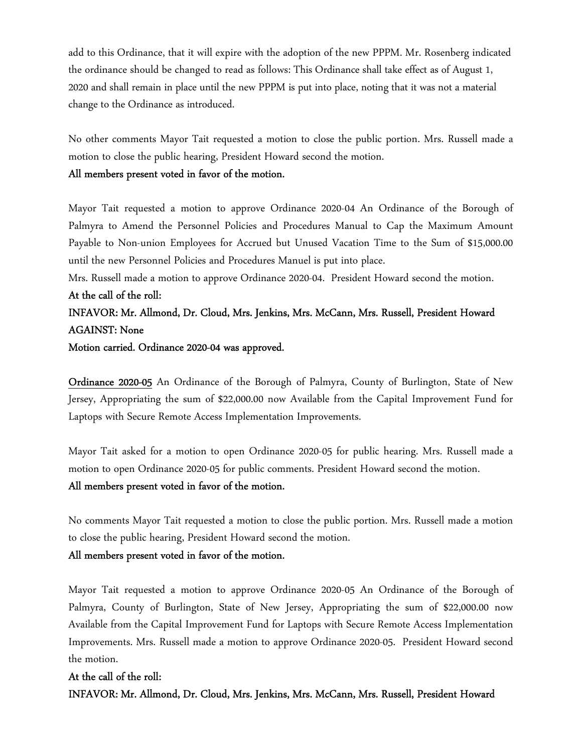add to this Ordinance, that it will expire with the adoption of the new PPPM. Mr. Rosenberg indicated the ordinance should be changed to read as follows: This Ordinance shall take effect as of August 1, 2020 and shall remain in place until the new PPPM is put into place, noting that it was not a material change to the Ordinance as introduced.

No other comments Mayor Tait requested a motion to close the public portion. Mrs. Russell made a motion to close the public hearing, President Howard second the motion.

**All members present voted in favor of the motion.**

Mayor Tait requested a motion to approve Ordinance 2020-04 An Ordinance of the Borough of Palmyra to Amend the Personnel Policies and Procedures Manual to Cap the Maximum Amount Payable to Non-union Employees for Accrued but Unused Vacation Time to the Sum of $15,000.00 until the new Personnel Policies and Procedures Manuel is put into place.

Mrs. Russell made a motion to approve Ordinance 2020-04. President Howard second the motion.

**At the call of the roll:**

**INFAVOR: Mr. Allmond, Dr. Cloud, Mrs. Jenkins, Mrs. McCann, Mrs. Russell, President Howard**

**AGAINST: None**

**Motion carried. Ordinance 2020-04 was approved.**

**Ordinance 2020-05** An Ordinance of the Borough of Palmyra, County of Burlington, State of New Jersey, Appropriating the sum of $22,000.00 now Available from the Capital Improvement Fund for Laptops with Secure Remote Access Implementation Improvements.

Mayor Tait asked for a motion to open Ordinance 2020-05 for public hearing. Mrs. Russell made a motion to open Ordinance 2020-05 for public comments. President Howard second the motion.

**All members present voted in favor of the motion.**

No comments Mayor Tait requested a motion to close the public portion. Mrs. Russell made a motion to close the public hearing, President Howard second the motion.

**All members present voted in favor of the motion.**

Mayor Tait requested a motion to approve Ordinance 2020-05 An Ordinance of the Borough of Palmyra, County of Burlington, State of New Jersey, Appropriating the sum of $22,000.00 now Available from the Capital Improvement Fund for Laptops with Secure Remote Access Implementation Improvements. Mrs. Russell made a motion to approve Ordinance 2020-05. President Howard second the motion.

**At the call of the roll:**

**INFAVOR: Mr. Allmond, Dr. Cloud, Mrs. Jenkins, Mrs. McCann, Mrs. Russell, President Howard**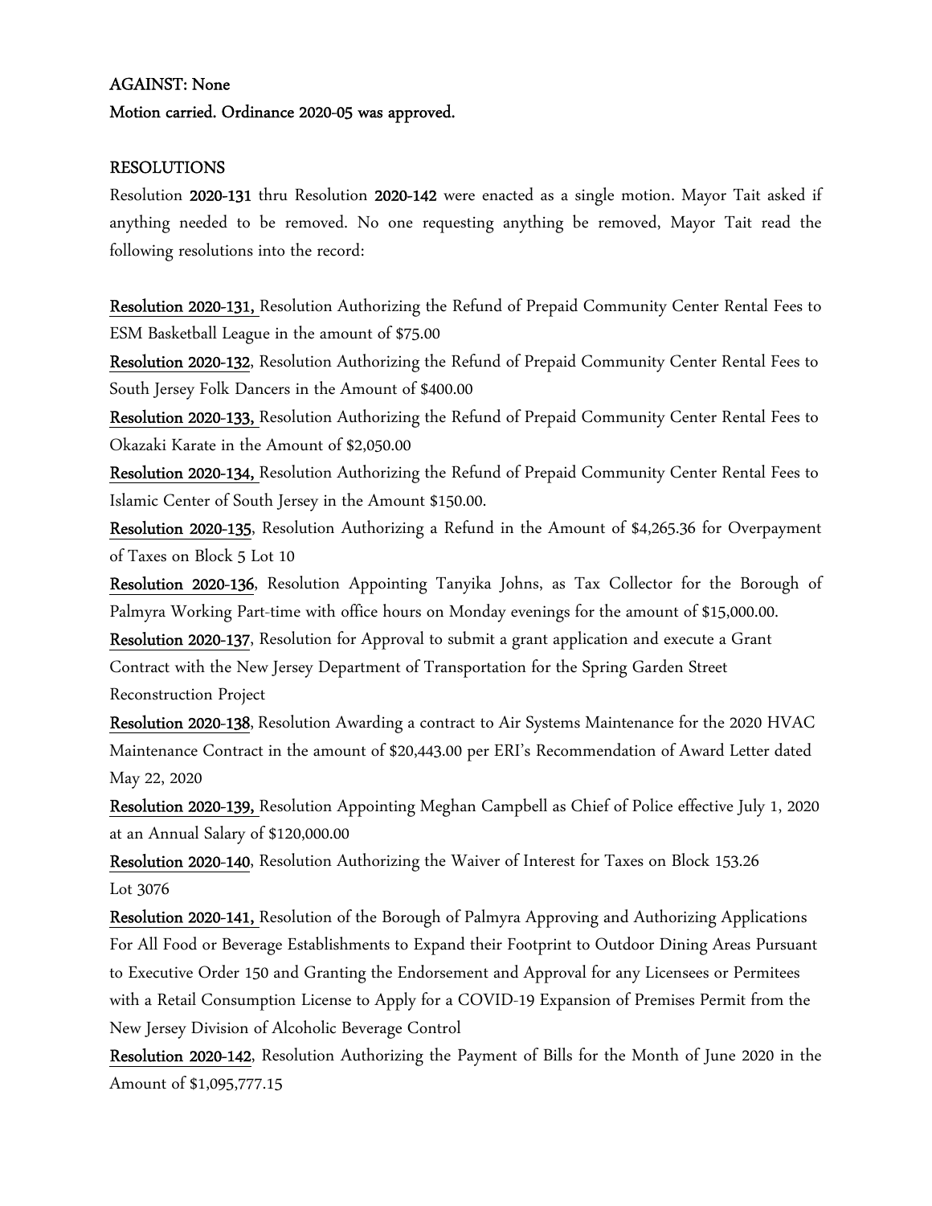**AGAINST: None**

**Motion carried. Ordinance 2020-05 was approved.**

## RESOLUTIONS

Resolution **2020-131** thru Resolution **2020-142** were enacted as a single motion. Mayor Tait asked if anything needed to be removed. No one requesting anything be removed, Mayor Tait read the following resolutions into the record:

**Resolution 2020-131,** Resolution Authorizing the Refund of Prepaid Community Center Rental Fees to ESM Basketball League in the amount of $75.00

**Resolution 2020-132**, Resolution Authorizing the Refund of Prepaid Community Center Rental Fees to South Jersey Folk Dancers in the Amount of $400.00

**Resolution 2020-133,** Resolution Authorizing the Refund of Prepaid Community Center Rental Fees to Okazaki Karate in the Amount of $2,050.00

**Resolution 2020-134,** Resolution Authorizing the Refund of Prepaid Community Center Rental Fees to Islamic Center of South Jersey in the Amount $150.00.

**Resolution 2020-135**, Resolution Authorizing a Refund in the Amount of $4,265.36 for Overpayment of Taxes on Block 5 Lot 10

**Resolution 2020-136**, Resolution Appointing Tanyika Johns, as Tax Collector for the Borough of Palmyra Working Part-time with office hours on Monday evenings for the amount of $15,000.00.

**Resolution 2020-137**, Resolution for Approval to submit a grant application and execute a Grant Contract with the New Jersey Department of Transportation for the Spring Garden Street Reconstruction Project

**Resolution 2020-138**, Resolution Awarding a contract to Air Systems Maintenance for the 2020 HVAC Maintenance Contract in the amount of $20,443.00 per ERI's Recommendation of Award Letter dated May 22, 2020

**Resolution 2020-139,** Resolution Appointing Meghan Campbell as Chief of Police effective July 1, 2020 at an Annual Salary of $120,000.00

**Resolution 2020-140**, Resolution Authorizing the Waiver of Interest for Taxes on Block 153.26 Lot 3076

**Resolution 2020-141,** Resolution of the Borough of Palmyra Approving and Authorizing Applications For All Food or Beverage Establishments to Expand their Footprint to Outdoor Dining Areas Pursuant to Executive Order 150 and Granting the Endorsement and Approval for any Licensees or Permitees with a Retail Consumption License to Apply for a COVID-19 Expansion of Premises Permit from the New Jersey Division of Alcoholic Beverage Control

**Resolution 2020-142**, Resolution Authorizing the Payment of Bills for the Month of June 2020 in the Amount of $1,095,777.15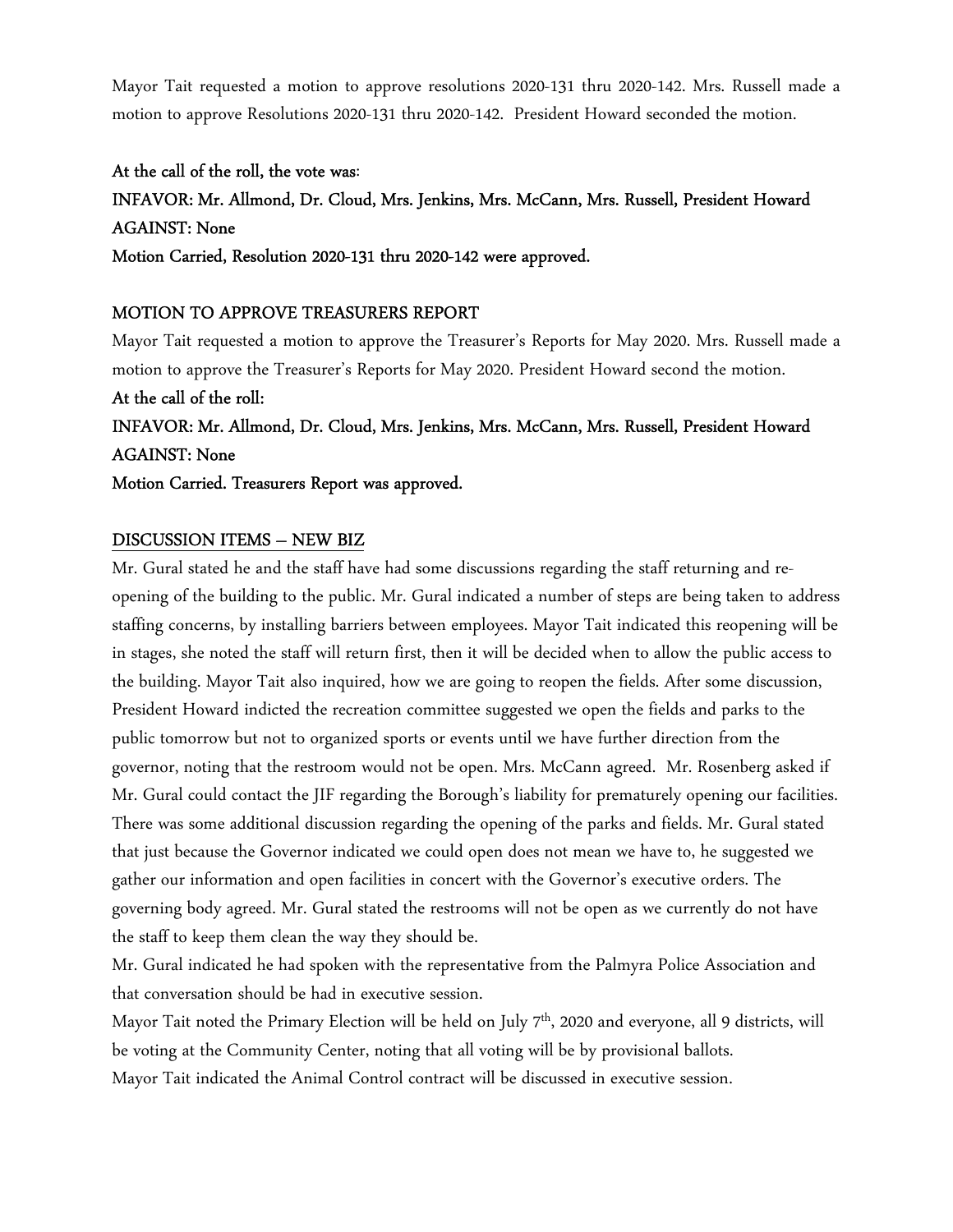Mayor Tait requested a motion to approve resolutions 2020-131 thru 2020-142. Mrs. Russell made a motion to approve Resolutions 2020-131 thru 2020-142. President Howard seconded the motion.

**At the call of the roll, the vote was**:
**INFAVOR: Mr. Allmond, Dr. Cloud, Mrs. Jenkins, Mrs. McCann, Mrs. Russell, President Howard**
**AGAINST: None**
**Motion Carried, Resolution 2020-131 thru 2020-142 were approved.**

MOTION TO APPROVE TREASURERS REPORT

Mayor Tait requested a motion to approve the Treasurer's Reports for May 2020. Mrs. Russell made a motion to approve the Treasurer's Reports for May 2020. President Howard second the motion.
**At the call of the roll:**
**INFAVOR: Mr. Allmond, Dr. Cloud, Mrs. Jenkins, Mrs. McCann, Mrs. Russell, President Howard**
**AGAINST: None**
**Motion Carried. Treasurers Report was approved.**

DISCUSSION ITEMS – NEW BIZ

Mr. Gural stated he and the staff have had some discussions regarding the staff returning and re-opening of the building to the public. Mr. Gural indicated a number of steps are being taken to address staffing concerns, by installing barriers between employees. Mayor Tait indicated this reopening will be in stages, she noted the staff will return first, then it will be decided when to allow the public access to the building. Mayor Tait also inquired, how we are going to reopen the fields. After some discussion, President Howard indicted the recreation committee suggested we open the fields and parks to the public tomorrow but not to organized sports or events until we have further direction from the governor, noting that the restroom would not be open. Mrs. McCann agreed. Mr. Rosenberg asked if Mr. Gural could contact the JIF regarding the Borough's liability for prematurely opening our facilities. There was some additional discussion regarding the opening of the parks and fields. Mr. Gural stated that just because the Governor indicated we could open does not mean we have to, he suggested we gather our information and open facilities in concert with the Governor's executive orders. The governing body agreed. Mr. Gural stated the restrooms will not be open as we currently do not have the staff to keep them clean the way they should be.

Mr. Gural indicated he had spoken with the representative from the Palmyra Police Association and that conversation should be had in executive session.

Mayor Tait noted the Primary Election will be held on July 7th, 2020 and everyone, all 9 districts, will be voting at the Community Center, noting that all voting will be by provisional ballots.

Mayor Tait indicated the Animal Control contract will be discussed in executive session.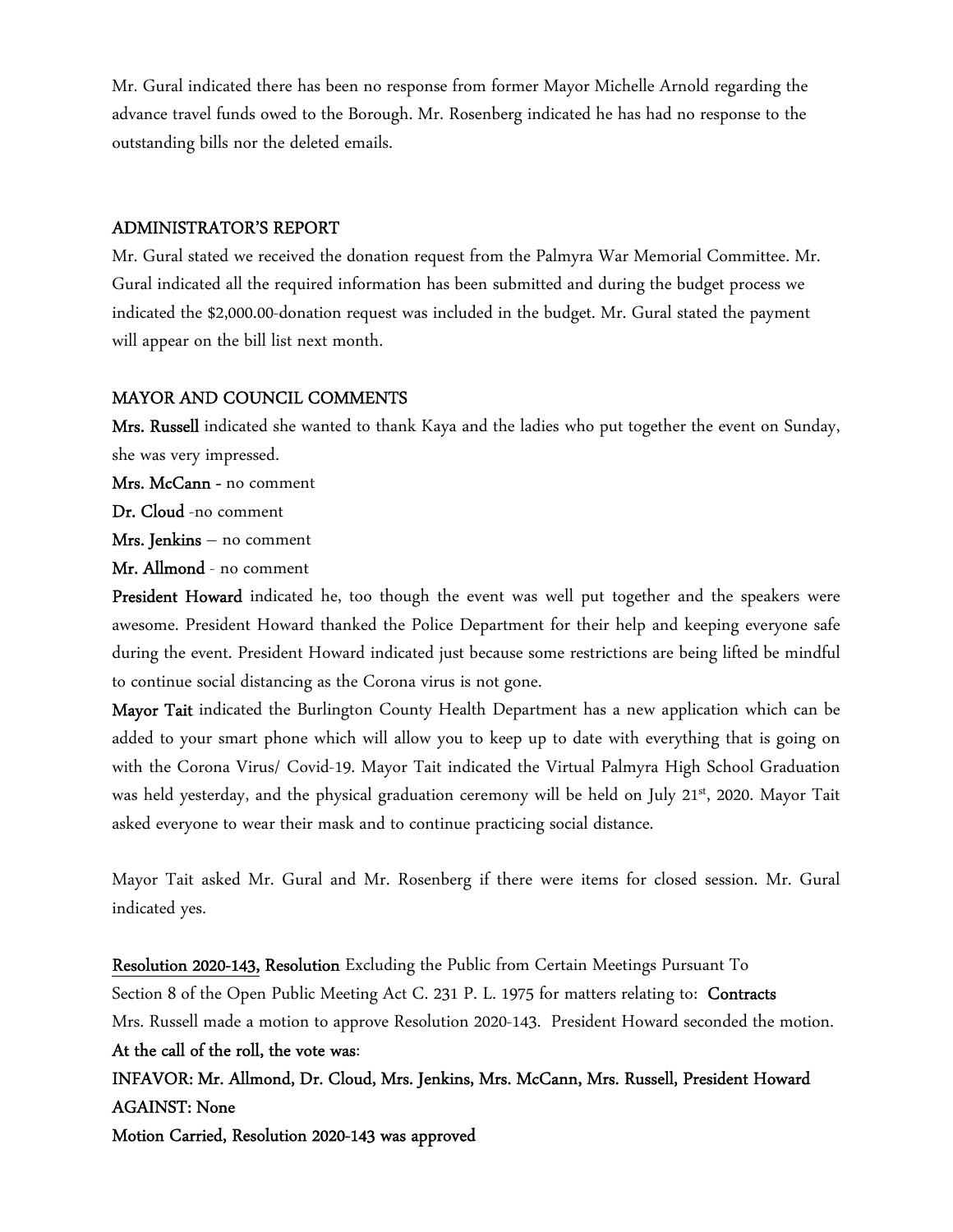Mr. Gural indicated there has been no response from former Mayor Michelle Arnold regarding the advance travel funds owed to the Borough. Mr. Rosenberg indicated he has had no response to the outstanding bills nor the deleted emails.

## ADMINISTRATOR'S REPORT

Mr. Gural stated we received the donation request from the Palmyra War Memorial Committee. Mr. Gural indicated all the required information has been submitted and during the budget process we indicated the $2,000.00-donation request was included in the budget. Mr. Gural stated the payment will appear on the bill list next month.

## MAYOR AND COUNCIL COMMENTS

**Mrs. Russell** indicated she wanted to thank Kaya and the ladies who put together the event on Sunday, she was very impressed.

**Mrs. McCann** - no comment

**Dr. Cloud** -no comment

**Mrs. Jenkins** – no comment

**Mr. Allmond** - no comment

**President Howard** indicated he, too though the event was well put together and the speakers were awesome. President Howard thanked the Police Department for their help and keeping everyone safe during the event. President Howard indicated just because some restrictions are being lifted be mindful to continue social distancing as the Corona virus is not gone.

**Mayor Tait** indicated the Burlington County Health Department has a new application which can be added to your smart phone which will allow you to keep up to date with everything that is going on with the Corona Virus/ Covid-19. Mayor Tait indicated the Virtual Palmyra High School Graduation was held yesterday, and the physical graduation ceremony will be held on July 21st, 2020. Mayor Tait asked everyone to wear their mask and to continue practicing social distance.

Mayor Tait asked Mr. Gural and Mr. Rosenberg if there were items for closed session. Mr. Gural indicated yes.

**Resolution 2020-143, Resolution** Excluding the Public from Certain Meetings Pursuant To Section 8 of the Open Public Meeting Act C. 231 P. L. 1975 for matters relating to: **Contracts**
Mrs. Russell made a motion to approve Resolution 2020-143. President Howard seconded the motion.

**At the call of the roll, the vote was**:

**INFAVOR: Mr. Allmond, Dr. Cloud, Mrs. Jenkins, Mrs. McCann, Mrs. Russell, President Howard**

**AGAINST: None**

**Motion Carried, Resolution 2020-143 was approved**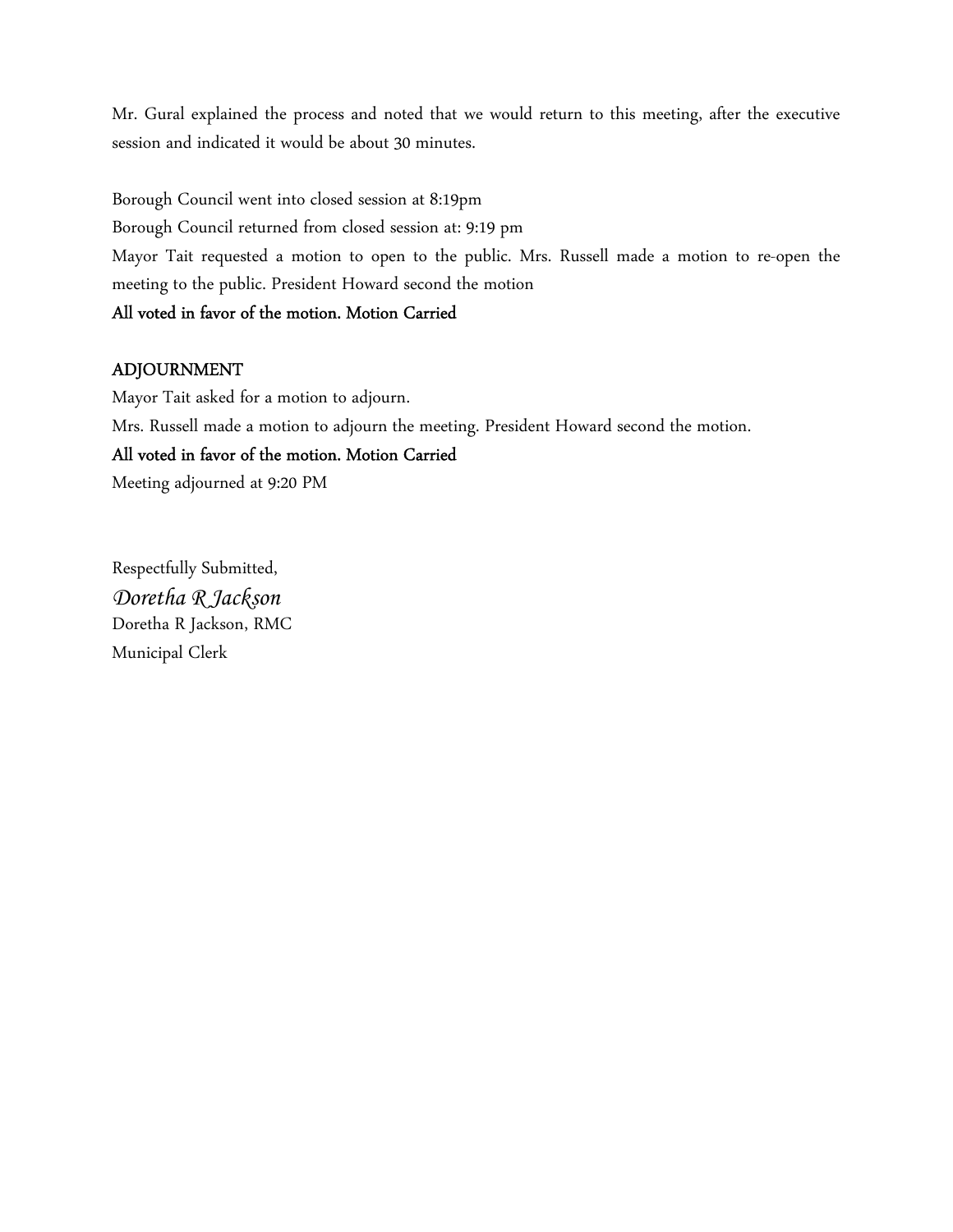Mr. Gural explained the process and noted that we would return to this meeting, after the executive session and indicated it would be about 30 minutes.

Borough Council went into closed session at 8:19pm

Borough Council returned from closed session at: 9:19 pm

Mayor Tait requested a motion to open to the public. Mrs. Russell made a motion to re-open the meeting to the public. President Howard second the motion

**All voted in favor of the motion. Motion Carried**

**ADJOURNMENT**

Mayor Tait asked for a motion to adjourn.

Mrs. Russell made a motion to adjourn the meeting. President Howard second the motion.

**All voted in favor of the motion. Motion Carried**

Meeting adjourned at 9:20 PM

Respectfully Submitted,

*Doretha R Jackson*

Doretha R Jackson, RMC

Municipal Clerk